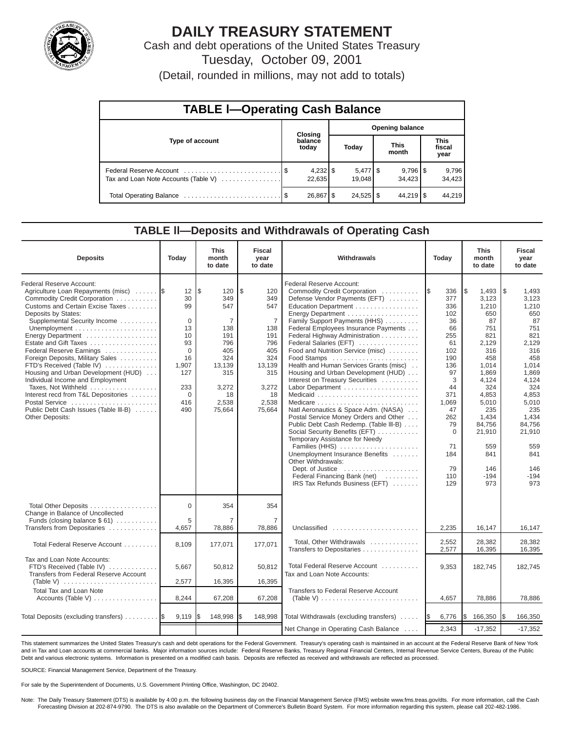# DAILY TREASURY STATEMENT

Cash and debt operations of the United States Treasury

Tuesday, October 09, 2001

(Detail, rounded in millions, may not add to totals)

## TABLE I—Operating Cash Balance

| Type of account | Closing balance today | Opening balance | | |
|---|---|---|---|---|
| | | Today | This month | This fiscal year |
| Federal Reserve Account | $ 4,232 | $ 5,477 | $ 9,796 | $ 9,796 |
| Tax and Loan Note Accounts (Table V) | 22,635 | 19,048 | 34,423 | 34,423 |
| Total Operating Balance | $ 26,867 | $ 24,525 | $ 44,219 | $ 44,219 |

## TABLE II—Deposits and Withdrawals of Operating Cash

| Deposits | Today | This month to date | Fiscal year to date | Withdrawals | Today | This month to date | Fiscal year to date |
|---|---|---|---|---|---|---|---|
| Federal Reserve Account: | | | | Federal Reserve Account: | | | |
| Agriculture Loan Repayments (misc) | $ 12 | $ 120 | $ 120 | Commodity Credit Corporation | $ 336 | $ 1,493 | $ 1,493 |
| Commodity Credit Corporation | 30 | 349 | 349 | Defense Vendor Payments (EFT) | 377 | 3,123 | 3,123 |
| Customs and Certain Excise Taxes | 99 | 547 | 547 | Education Department | 336 | 1,210 | 1,210 |
| Deposits by States: | | | | Energy Department | 102 | 650 | 650 |
| Supplemental Security Income | 0 | 7 | 7 | Family Support Payments (HHS) | 36 | 87 | 87 |
| Unemployment | 13 | 138 | 138 | Federal Employees Insurance Payments | 66 | 751 | 751 |
| Energy Department | 10 | 191 | 191 | Federal Highway Administration | 255 | 821 | 821 |
| Estate and Gift Taxes | 93 | 796 | 796 | Federal Salaries (EFT) | 61 | 2,129 | 2,129 |
| Federal Reserve Earnings | 0 | 405 | 405 | Food and Nutrition Service (misc) | 102 | 316 | 316 |
| Foreign Deposits, Military Sales | 16 | 324 | 324 | Food Stamps | 190 | 458 | 458 |
| FTD's Received (Table IV) | 1,907 | 13,139 | 13,139 | Health and Human Services Grants (misc) | 136 | 1,014 | 1,014 |
| Housing and Urban Development (HUD) | 127 | 315 | 315 | Housing and Urban Development (HUD) | 97 | 1,869 | 1,869 |
| Individual Income and Employment Taxes, Not Withheld | 233 | 3,272 | 3,272 | Interest on Treasury Securities | 3 | 4,124 | 4,124 |
| Interest recd from T&L Depositories | 0 | 18 | 18 | Labor Department | 44 | 324 | 324 |
| Postal Service | 416 | 2,538 | 2,538 | Medicaid | 371 | 4,853 | 4,853 |
| Public Debt Cash Issues (Table III-B) | 490 | 75,664 | 75,664 | Medicare | 1,069 | 5,010 | 5,010 |
| Other Deposits: | | | | Natl Aeronautics & Space Adm. (NASA) | 47 | 235 | 235 |
| | | | | Postal Service Money Orders and Other | 262 | 1,434 | 1,434 |
| | | | | Public Debt Cash Redemp. (Table III-B) | 79 | 84,756 | 84,756 |
| | | | | Social Security Benefits (EFT) | 0 | 21,910 | 21,910 |
| | | | | Temporary Assistance for Needy Families (HHS) | 71 | 559 | 559 |
| | | | | Unemployment Insurance Benefits | 184 | 841 | 841 |
| | | | | Other Withdrawals: | | | |
| | | | | Dept. of Justice | 79 | 146 | 146 |
| | | | | Federal Financing Bank (net) | 110 | -194 | -194 |
| | | | | IRS Tax Refunds Business (EFT) | 129 | 973 | 973 |
| Total Other Deposits | 0 | 354 | 354 | | | | |
| Change in Balance of Uncollected Funds (closing balance $ 61) | 5 | 7 | 7 | | | | |
| Transfers from Depositaries | 4,657 | 78,886 | 78,886 | Unclassified | 2,235 | 16,147 | 16,147 |
| Total Federal Reserve Account | 8,109 | 177,071 | 177,071 | Total, Other Withdrawals | 2,552 | 28,382 | 28,382 |
| | | | | Transfers to Depositaries | 2,577 | 16,395 | 16,395 |
| Tax and Loan Note Accounts: | | | | Total Federal Reserve Account | 9,353 | 182,745 | 182,745 |
| FTD's Received (Table IV) | 5,667 | 50,812 | 50,812 | Tax and Loan Note Accounts: | | | |
| Transfers from Federal Reserve Account (Table V) | 2,577 | 16,395 | 16,395 | | | | |
| Total Tax and Loan Note Accounts (Table V) | 8,244 | 67,208 | 67,208 | Transfers to Federal Reserve Account (Table V) | 4,657 | 78,886 | 78,886 |
| Total Deposits (excluding transfers) | $ 9,119 | $ 148,998 | $ 148,998 | Total Withdrawals (excluding transfers) | $ 6,776 | $ 166,350 | $ 166,350 |
| | | | | Net Change in Operating Cash Balance | 2,343 | -17,352 | -17,352 |

This statement summarizes the United States Treasury's cash and debt operations for the Federal Government. Treasury's operating cash is maintained in an account at the Federal Reserve Bank of New York and in Tax and Loan accounts at commercial banks. Major information sources include: Federal Reserve Banks, Treasury Regional Financial Centers, Internal Revenue Service Centers, Bureau of the Public Debt and various electronic systems. Information is presented on a modified cash basis. Deposits are reflected as received and withdrawals are reflected as processed.

SOURCE: Financial Management Service, Department of the Treasury.

For sale by the Superintendent of Documents, U.S. Government Printing Office, Washington, DC 20402.

Note: The Daily Treasury Statement (DTS) is available by 4:00 p.m. the following business day on the Financial Management Service (FMS) website www.fms.treas.gov/dts. For more information, call the Cash Forecasting Division at 202-874-9790. The DTS is also available on the Department of Commerce's Bulletin Board System. For more information regarding this system, please call 202-482-1986.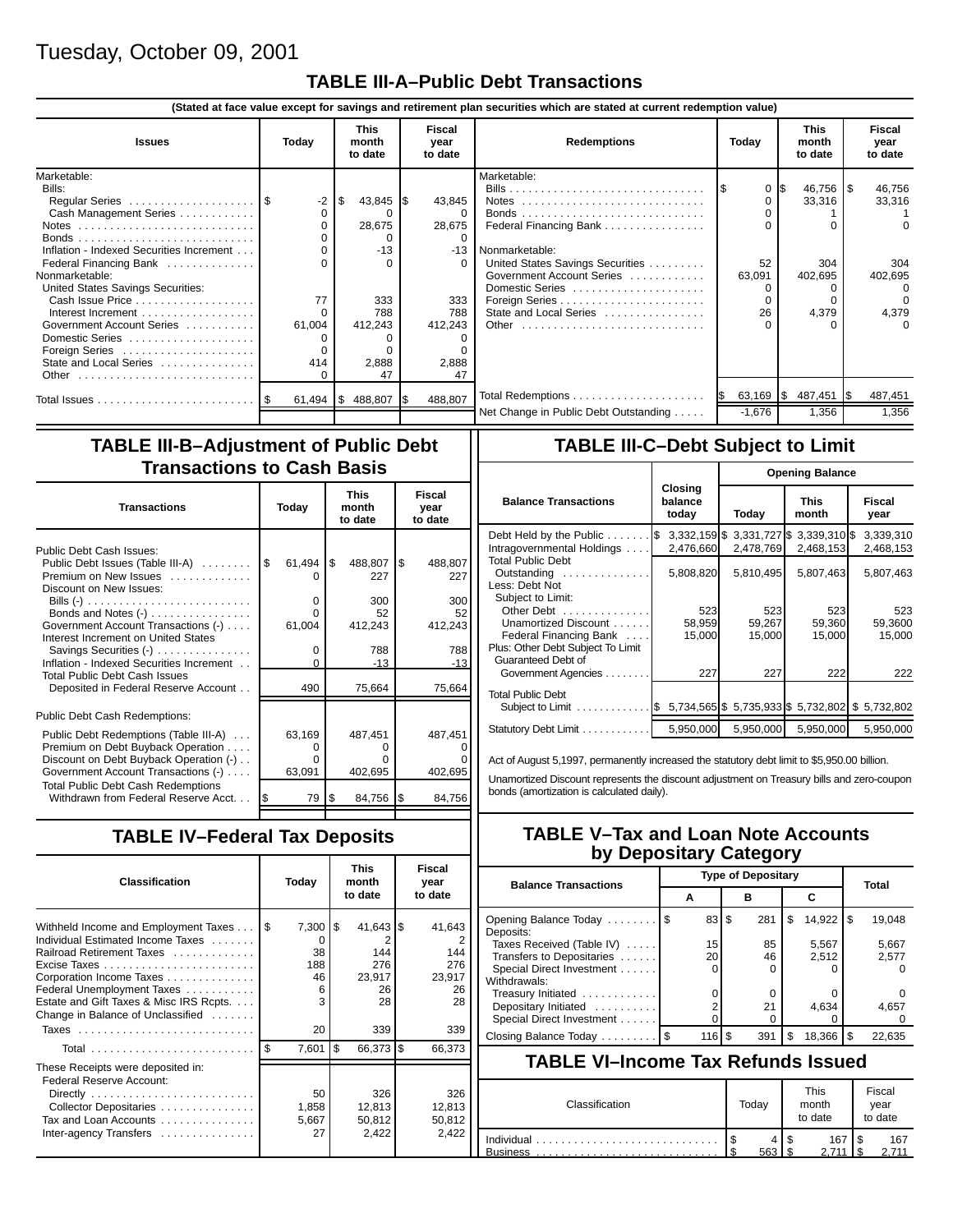Tuesday, October 09, 2001

# TABLE III-A–Public Debt Transactions

(Stated at face value except for savings and retirement plan securities which are stated at current redemption value)

| Issues | Today | This month to date | Fiscal year to date |
|---|---|---|---|
| Marketable: | | | |
| Bills: | | | |
| Regular Series | $ -2 | $ 43,845 | $ 43,845 |
| Cash Management Series | 0 | 0 | 0 |
| Notes | 0 | 28,675 | 28,675 |
| Bonds | 0 | 0 | 0 |
| Inflation - Indexed Securities Increment | 0 | -13 | -13 |
| Federal Financing Bank | 0 | 0 | 0 |
| Nonmarketable: | | | |
| United States Savings Securities: | | | |
| Cash Issue Price | 77 | 333 | 333 |
| Interest Increment | 0 | 788 | 788 |
| Government Account Series | 61,004 | 412,243 | 412,243 |
| Domestic Series | 0 | 0 | 0 |
| Foreign Series | 0 | 0 | 0 |
| State and Local Series | 414 | 2,888 | 2,888 |
| Other | 0 | 47 | 47 |
| Total Issues | $ 61,494 | $ 488,807 | $ 488,807 |

| Redemptions | Today | This month to date | Fiscal year to date |
|---|---|---|---|
| Marketable: | | | |
| Bills | $ 0 | $ 46,756 | $ 46,756 |
| Notes | 0 | 33,316 | 33,316 |
| Bonds | 0 | 1 | 1 |
| Federal Financing Bank | 0 | 0 | 0 |
| Nonmarketable: | | | |
| United States Savings Securities | 52 | 304 | 304 |
| Government Account Series | 63,091 | 402,695 | 402,695 |
| Domestic Series | 0 | 0 | 0 |
| Foreign Series | 0 | 0 | 0 |
| State and Local Series | 26 | 4,379 | 4,379 |
| Other | 0 | 0 | 0 |
| Total Redemptions | $ 63,169 | $ 487,451 | $ 487,451 |
| Net Change in Public Debt Outstanding | -1,676 | 1,356 | 1,356 |

# TABLE III-B–Adjustment of Public Debt Transactions to Cash Basis

| Transactions | Today | This month to date | Fiscal year to date |
|---|---|---|---|
| Public Debt Cash Issues: | | | |
| Public Debt Issues (Table III-A) | $ 61,494 | $ 488,807 | $ 488,807 |
| Premium on New Issues | 0 | 227 | 227 |
| Discount on New Issues: | | | |
| Bills (-) | 0 | 300 | 300 |
| Bonds and Notes (-) | 0 | 52 | 52 |
| Government Account Transactions (-) | 61,004 | 412,243 | 412,243 |
| Interest Increment on United States Savings Securities (-) | 0 | 788 | 788 |
| Inflation - Indexed Securities Increment | 0 | -13 | -13 |
| Total Public Debt Cash Issues Deposited in Federal Reserve Account | 490 | 75,664 | 75,664 |
| Public Debt Cash Redemptions: | | | |
| Public Debt Redemptions (Table III-A) | 63,169 | 487,451 | 487,451 |
| Premium on Debt Buyback Operation | 0 | 0 | 0 |
| Discount on Debt Buyback Operation (-) | 0 | 0 | 0 |
| Government Account Transactions (-) | 63,091 | 402,695 | 402,695 |
| Total Public Debt Cash Redemptions Withdrawn from Federal Reserve Acct. | $ 79 | $ 84,756 | $ 84,756 |

# TABLE III-C–Debt Subject to Limit

| Balance Transactions | Closing balance today | Opening Balance Today | Opening Balance This month | Opening Balance Fiscal year |
|---|---|---|---|---|
| Debt Held by the Public | $ 3,332,159 | $ 3,331,727 | $ 3,339,310 | $ 3,339,310 |
| Intragovernmental Holdings | 2,476,660 | 2,478,769 | 2,468,153 | 2,468,153 |
| Total Public Debt Outstanding | 5,808,820 | 5,810,495 | 5,807,463 | 5,807,463 |
| Less: Debt Not Subject to Limit: | | | | |
| Other Debt | 523 | 523 | 523 | 523 |
| Unamortized Discount | 58,959 | 59,267 | 59,360 | 59,3600 |
| Federal Financing Bank | 15,000 | 15,000 | 15,000 | 15,000 |
| Plus: Other Debt Subject to Limit Guaranteed Debt of Government Agencies | 227 | 227 | 222 | 222 |
| Total Public Debt Subject to Limit | $ 5,734,565 | $ 5,735,933 | $ 5,732,802 | $ 5,732,802 |
| Statutory Debt Limit | 5,950,000 | 5,950,000 | 5,950,000 | 5,950,000 |

Act of August 5,1997, permanently increased the statutory debt limit to $5,950.00 billion.

Unamortized Discount represents the discount adjustment on Treasury bills and zero-coupon bonds (amortization is calculated daily).

# TABLE IV–Federal Tax Deposits

| Classification | Today | This month to date | Fiscal year to date |
|---|---|---|---|
| Withheld Income and Employment Taxes | $ 7,300 | $ 41,643 | $ 41,643 |
| Individual Estimated Income Taxes | 0 | 2 | 2 |
| Railroad Retirement Taxes | 38 | 144 | 144 |
| Excise Taxes | 188 | 276 | 276 |
| Corporation Income Taxes | 46 | 23,917 | 23,917 |
| Federal Unemployment Taxes | 6 | 26 | 26 |
| Estate and Gift Taxes & Misc IRS Rcpts. | 3 | 28 | 28 |
| Change in Balance of Unclassified Taxes | 20 | 339 | 339 |
| Total | $ 7,601 | $ 66,373 | $ 66,373 |
| These Receipts were deposited in: | | | |
| Federal Reserve Account: | | | |
| Directly | 50 | 326 | 326 |
| Collector Depositaries | 1,858 | 12,813 | 12,813 |
| Tax and Loan Accounts | 5,667 | 50,812 | 50,812 |
| Inter-agency Transfers | 27 | 2,422 | 2,422 |

# TABLE V–Tax and Loan Note Accounts by Depositary Category

| Balance Transactions | Type of Depositary A | Type of Depositary B | Type of Depositary C | Total |
|---|---|---|---|---|
| Opening Balance Today | $ 83 | $ 281 | $ 14,922 | $ 19,048 |
| Deposits: | | | | |
| Taxes Received (Table IV) | 15 | 85 | 5,567 | 5,667 |
| Transfers to Depositaries | 20 | 46 | 2,512 | 2,577 |
| Special Direct Investment | 0 | 0 | 0 | 0 |
| Withdrawals: | | | | |
| Treasury Initiated | 0 | 0 | 0 | 0 |
| Depositary Initiated | 2 | 21 | 4,634 | 4,657 |
| Special Direct Investment | 0 | 0 | 0 | 0 |
| Closing Balance Today | $ 116 | $ 391 | $ 18,366 | $ 22,635 |

# TABLE VI–Income Tax Refunds Issued

| Classification | Today | This month to date | Fiscal year to date |
|---|---|---|---|
| Individual | $ 4 | $ 167 | $ 167 |
| Business | $ 563 | $ 2,711 | $ 2,711 |